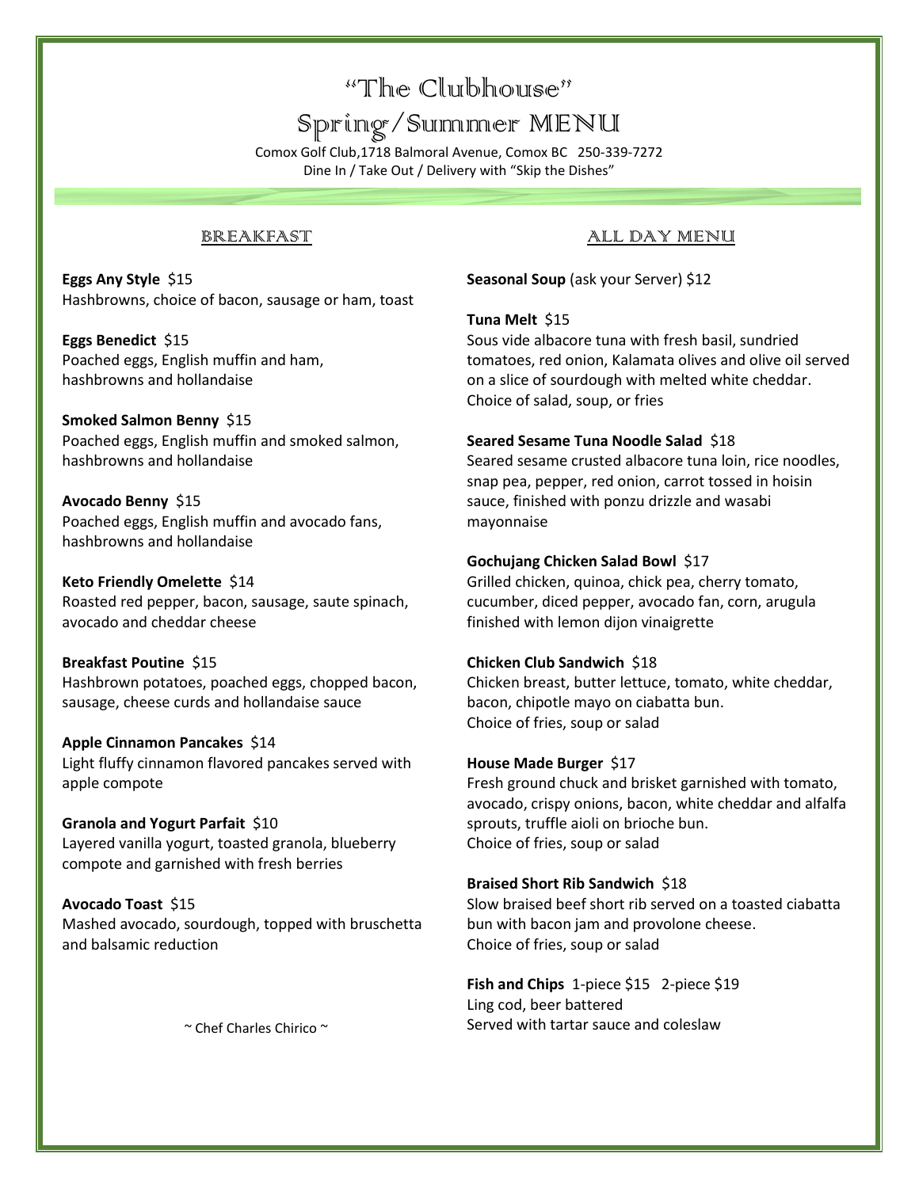# "The Clubhouse"

# Spring/Summer MENU

Comox Golf Club,1718 Balmoral Avenue, Comox BC 250-339-7272
Dine In / Take Out / Delivery with "Skip the Dishes"

## BREAKFAST

**Eggs Any Style** $15
Hashbrowns, choice of bacon, sausage or ham, toast

**Eggs Benedict** $15
Poached eggs, English muffin and ham, hashbrowns and hollandaise

**Smoked Salmon Benny** $15
Poached eggs, English muffin and smoked salmon, hashbrowns and hollandaise

**Avocado Benny** $15
Poached eggs, English muffin and avocado fans, hashbrowns and hollandaise

**Keto Friendly Omelette** $14
Roasted red pepper, bacon, sausage, saute spinach, avocado and cheddar cheese

**Breakfast Poutine** $15
Hashbrown potatoes, poached eggs, chopped bacon, sausage, cheese curds and hollandaise sauce

**Apple Cinnamon Pancakes** $14
Light fluffy cinnamon flavored pancakes served with apple compote

**Granola and Yogurt Parfait** $10
Layered vanilla yogurt, toasted granola, blueberry compote and garnished with fresh berries

**Avocado Toast** $15
Mashed avocado, sourdough, topped with bruschetta and balsamic reduction

~ Chef Charles Chirico ~

## ALL DAY MENU

**Seasonal Soup** (ask your Server) $12

**Tuna Melt** $15
Sous vide albacore tuna with fresh basil, sundried tomatoes, red onion, Kalamata olives and olive oil served on a slice of sourdough with melted white cheddar.
Choice of salad, soup, or fries

**Seared Sesame Tuna Noodle Salad** $18
Seared sesame crusted albacore tuna loin, rice noodles, snap pea, pepper, red onion, carrot tossed in hoisin sauce, finished with ponzu drizzle and wasabi mayonnaise

**Gochujang Chicken Salad Bowl** $17
Grilled chicken, quinoa, chick pea, cherry tomato, cucumber, diced pepper, avocado fan, corn, arugula finished with lemon dijon vinaigrette

**Chicken Club Sandwich** $18
Chicken breast, butter lettuce, tomato, white cheddar, bacon, chipotle mayo on ciabatta bun.
Choice of fries, soup or salad

**House Made Burger** $17
Fresh ground chuck and brisket garnished with tomato, avocado, crispy onions, bacon, white cheddar and alfalfa sprouts, truffle aioli on brioche bun.
Choice of fries, soup or salad

**Braised Short Rib Sandwich** $18
Slow braised beef short rib served on a toasted ciabatta bun with bacon jam and provolone cheese.
Choice of fries, soup or salad

**Fish and Chips** 1-piece $15 2-piece $19
Ling cod, beer battered
Served with tartar sauce and coleslaw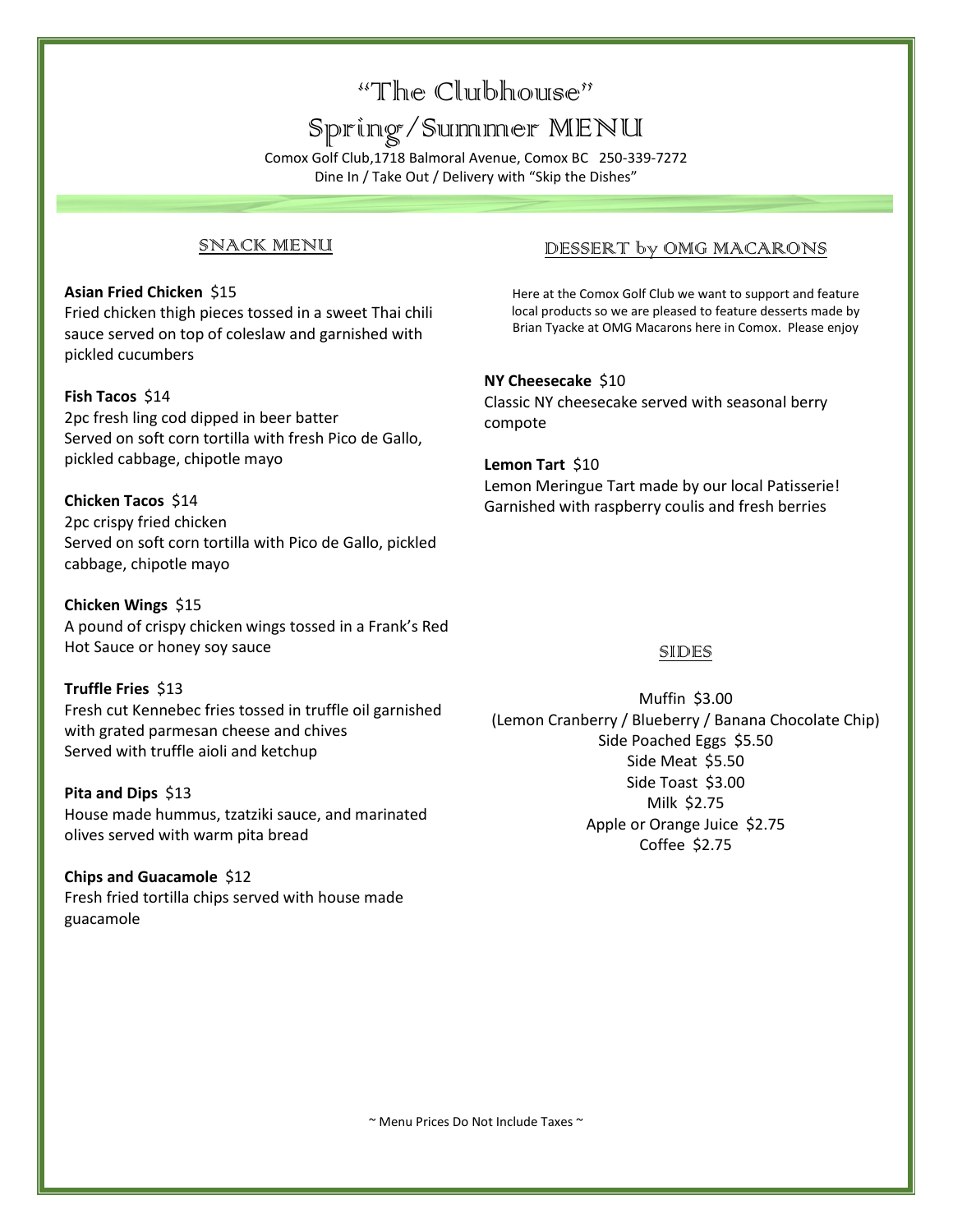# "The Clubhouse"

# Spring/Summer MENU

Comox Golf Club,1718 Balmoral Avenue, Comox BC 250-339-7272

Dine In / Take Out / Delivery with "Skip the Dishes"

## SNACK MENU

**Asian Fried Chicken** $15

Fried chicken thigh pieces tossed in a sweet Thai chili sauce served on top of coleslaw and garnished with pickled cucumbers

**Fish Tacos** $14

2pc fresh ling cod dipped in beer batter
Served on soft corn tortilla with fresh Pico de Gallo, pickled cabbage, chipotle mayo

**Chicken Tacos** $14

2pc crispy fried chicken
Served on soft corn tortilla with Pico de Gallo, pickled cabbage, chipotle mayo

**Chicken Wings** $15

A pound of crispy chicken wings tossed in a Frank's Red Hot Sauce or honey soy sauce

**Truffle Fries** $13

Fresh cut Kennebec fries tossed in truffle oil garnished with grated parmesan cheese and chives
Served with truffle aioli and ketchup

**Pita and Dips** $13

House made hummus, tzatziki sauce, and marinated olives served with warm pita bread

**Chips and Guacamole** $12

Fresh fried tortilla chips served with house made guacamole

## DESSERT by OMG MACARONS

Here at the Comox Golf Club we want to support and feature local products so we are pleased to feature desserts made by Brian Tyacke at OMG Macarons here in Comox. Please enjoy

**NY Cheesecake** $10

Classic NY cheesecake served with seasonal berry compote

**Lemon Tart** $10

Lemon Meringue Tart made by our local Patisserie! Garnished with raspberry coulis and fresh berries

## SIDES

Muffin $3.00
(Lemon Cranberry / Blueberry / Banana Chocolate Chip)
Side Poached Eggs $5.50
Side Meat $5.50
Side Toast $3.00
Milk $2.75
Apple or Orange Juice $2.75
Coffee $2.75

~ Menu Prices Do Not Include Taxes ~